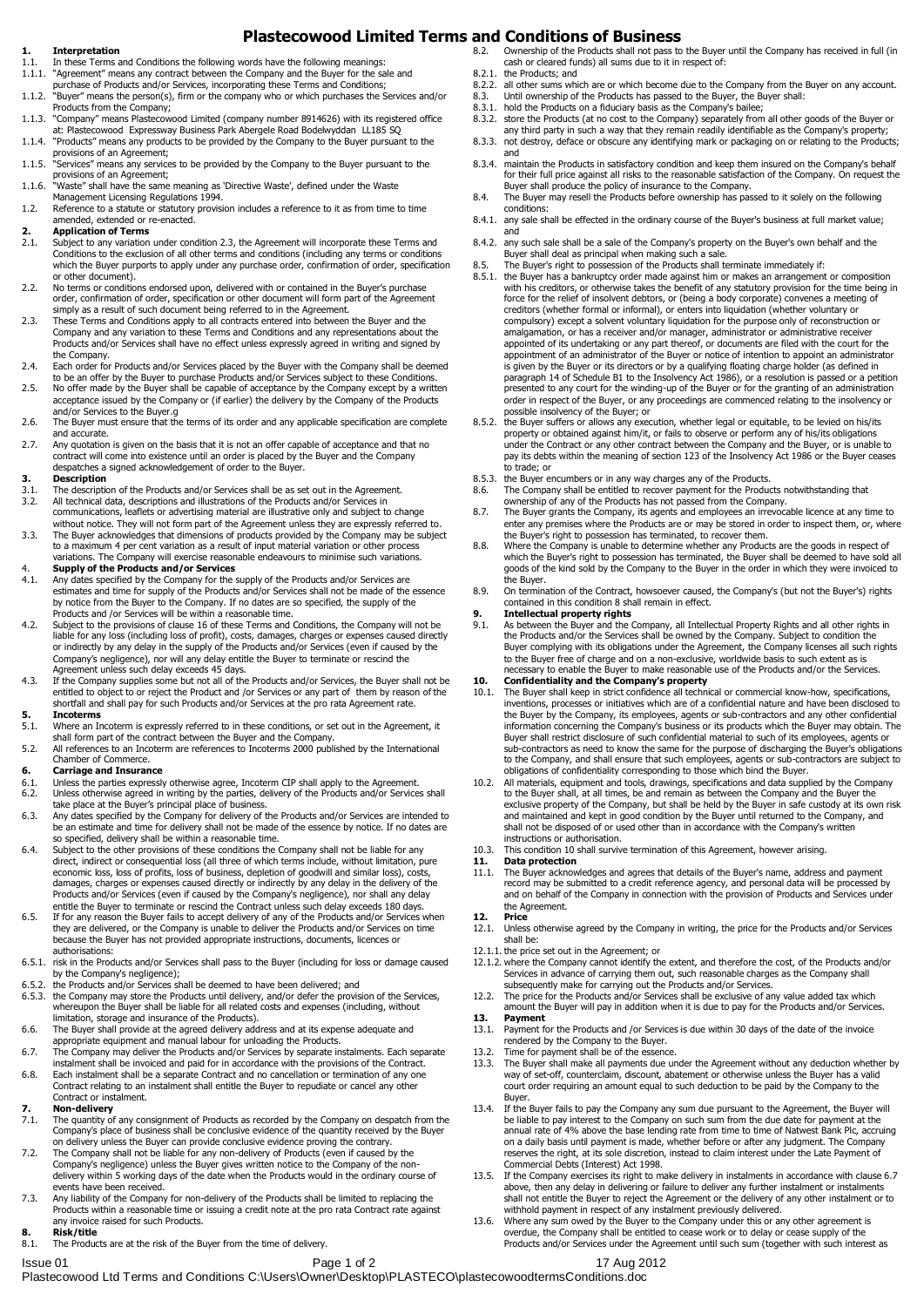# Plastecowood Limited Terms and Conditions of Business

## 1. Interpretation

1.1. In these Terms and Conditions the following words have the following meanings:

1.1.1. "Agreement" means any contract between the Company and the Buyer for the sale and purchase of Products and/or Services, incorporating these Terms and Conditions;

1.1.2. "Buyer" means the person(s), firm or the company who or which purchases the Services and/or Products from the Company;

1.1.3. "Company" means Plastecowood Limited (company number 8914626) with its registered office at: Plastecowood Expressway Business Park Abergele Road Bodelwyddan LL185 SQ

1.1.4. "Products" means any products to be provided by the Company to the Buyer pursuant to the provisions of an Agreement;

1.1.5. "Services" means any services to be provided by the Company to the Buyer pursuant to the provisions of an Agreement;

1.1.6. "Waste" shall have the same meaning as 'Directive Waste', defined under the Waste Management Licensing Regulations 1994.

1.2. Reference to a statute or statutory provision includes a reference to it as from time to time amended, extended or re-enacted.

## 2. Application of Terms

2.1. Subject to any variation under condition 2.3, the Agreement will incorporate these Terms and Conditions to the exclusion of all other terms and conditions (including any terms or conditions which the Buyer purports to apply under any purchase order, confirmation of order, specification or other document).

2.2. No terms or conditions endorsed upon, delivered with or contained in the Buyer's purchase order, confirmation of order, specification or other document will form part of the Agreement simply as a result of such document being referred to in the Agreement.

2.3. These Terms and Conditions apply to all contracts entered into between the Buyer and the Company and any variation to these Terms and Conditions and any representations about the Products and/or Services shall have no effect unless expressly agreed in writing and signed by the Company.

2.4. Each order for Products and/or Services placed by the Buyer with the Company shall be deemed to be an offer by the Buyer to purchase Products and/or Services subject to these Conditions.

2.5. No offer made by the Buyer shall be capable of acceptance by the Company except by a written acceptance issued by the Company or (if earlier) the delivery by the Company of the Products and/or Services to the Buyer.g

2.6. The Buyer must ensure that the terms of its order and any applicable specification are complete and accurate.

2.7. Any quotation is given on the basis that it is not an offer capable of acceptance and that no contract will come into existence until an order is placed by the Buyer and the Company despatches a signed acknowledgement of order to the Buyer.

## 3. Description

3.1. The description of the Products and/or Services shall be as set out in the Agreement.

3.2. All technical data, descriptions and illustrations of the Products and/or Services in communications, leaflets or advertising material are illustrative only and subject to change without notice. They will not form part of the Agreement unless they are expressly referred to.

3.3. The Buyer acknowledges that dimensions of products provided by the Company may be subject to a maximum 4 per cent variation as a result of input material variation or other process variations. The Company will exercise reasonable endeavours to minimise such variations.

## 4. Supply of the Products and/or Services

4.1. Any dates specified by the Company for the supply of the Products and/or Services are estimates and time for supply of the Products and/or Services shall not be made of the essence by notice from the Buyer to the Company. If no dates are so specified, the supply of the Products and /or Services will be within a reasonable time.

4.2. Subject to the provisions of clause 16 of these Terms and Conditions, the Company will not be liable for any loss (including loss of profit), costs, damages, charges or expenses caused directly or indirectly by any delay in the supply of the Products and/or Services (even if caused by the Company's negligence), nor will any delay entitle the Buyer to terminate or rescind the Agreement unless such delay exceeds 45 days.

4.3. If the Company supplies some but not all of the Products and/or Services, the Buyer shall not be entitled to object to or reject the Product and /or Services or any part of them by reason of the shortfall and shall pay for such Products and/or Services at the pro rata Agreement rate.

## 5. Incoterms

5.1. Where an Incoterm is expressly referred to in these conditions, or set out in the Agreement, it shall form part of the contract between the Buyer and the Company.

5.2. All references to an Incoterm are references to Incoterms 2000 published by the International Chamber of Commerce.

## 6. Carriage and Insurance

6.1. Unless the parties expressly otherwise agree, Incoterm CIP shall apply to the Agreement.

6.2. Unless otherwise agreed in writing by the parties, delivery of the Products and/or Services shall take place at the Buyer's principal place of business.

6.3. Any dates specified by the Company for delivery of the Products and/or Services are intended to be an estimate and time for delivery shall not be made of the essence by notice. If no dates are so specified, delivery shall be within a reasonable time.

6.4. Subject to the other provisions of these conditions the Company shall not be liable for any direct, indirect or consequential loss (all three of which terms include, without limitation, pure economic loss, loss of profits, loss of business, depletion of goodwill and similar loss), costs, damages, charges or expenses caused directly or indirectly by any delay in the delivery of the Products and/or Services (even if caused by the Company's negligence), nor shall any delay entitle the Buyer to terminate or rescind the Contract unless such delay exceeds 180 days.

6.5. If for any reason the Buyer fails to accept delivery of any of the Products and/or Services when they are delivered, or the Company is unable to deliver the Products and/or Services on time because the Buyer has not provided appropriate instructions, documents, licences or authorisations:

6.5.1. risk in the Products and/or Services shall pass to the Buyer (including for loss or damage caused by the Company's negligence);

6.5.2. the Products and/or Services shall be deemed to have been delivered; and

6.5.3. the Company may store the Products until delivery, and/or defer the provision of the Services, whereupon the Buyer shall be liable for all related costs and expenses (including, without limitation, storage and insurance of the Products).

6.6. The Buyer shall provide at the agreed delivery address and at its expense adequate and appropriate equipment and manual labour for unloading the Products.

6.7. The Company may deliver the Products and/or Services by separate instalments. Each separate instalment shall be invoiced and paid for in accordance with the provisions of the Contract.

6.8. Each instalment shall be a separate Contract and no cancellation or termination of any one Contract relating to an instalment shall entitle the Buyer to repudiate or cancel any other Contract or instalment.

## 7. Non-delivery

7.1. The quantity of any consignment of Products as recorded by the Company on despatch from the Company's place of business shall be conclusive evidence of the quantity received by the Buyer on delivery unless the Buyer can provide conclusive evidence proving the contrary.

7.2. The Company shall not be liable for any non-delivery of Products (even if caused by the Company's negligence) unless the Buyer gives written notice to the Company of the non-delivery within 5 working days of the date when the Products would in the ordinary course of events have been received.

7.3. Any liability of the Company for non-delivery of the Products shall be limited to replacing the Products within a reasonable time or issuing a credit note at the pro rata Contract rate against any invoice raised for such Products.

## 8. Risk/title

8.1. The Products are at the risk of the Buyer from the time of delivery.

8.2. Ownership of the Products shall not pass to the Buyer until the Company has received in full (in cash or cleared funds) all sums due to it in respect of:

8.2.1. the Products; and

8.2.2. all other sums which are or which become due to the Company from the Buyer on any account.

8.3. Until ownership of the Products has passed to the Buyer, the Buyer shall:

8.3.1. hold the Products on a fiduciary basis as the Company's bailee;

8.3.2. store the Products (at no cost to the Company) separately from all other goods of the Buyer or any third party in such a way that they remain readily identifiable as the Company's property;

8.3.3. not destroy, deface or obscure any identifying mark or packaging on or relating to the Products; and

8.3.4. maintain the Products in satisfactory condition and keep them insured on the Company's behalf for their full price against all risks to the reasonable satisfaction of the Company. On request the Buyer shall produce the policy of insurance to the Company.

8.4. The Buyer may resell the Products before ownership has passed to it solely on the following conditions:

8.4.1. any sale shall be effected in the ordinary course of the Buyer's business at full market value; and

8.4.2. any such sale shall be a sale of the Company's property on the Buyer's own behalf and the Buyer shall deal as principal when making such a sale.

8.5. The Buyer's right to possession of the Products shall terminate immediately if:

8.5.1. the Buyer has a bankruptcy order made against him or makes an arrangement or composition with his creditors, or otherwise takes the benefit of any statutory provision for the time being in force for the relief of insolvent debtors, or (being a body corporate) convenes a meeting of creditors (whether formal or informal), or enters into liquidation (whether voluntary or compulsory) except a solvent voluntary liquidation for the purpose only of reconstruction or amalgamation, or has a receiver and/or manager, administrator or administrative receiver appointed of its undertaking or any part thereof, or documents are filed with the court for the appointment of an administrator of the Buyer or notice of intention to appoint an administrator is given by the Buyer or its directors or by a qualifying floating charge holder (as defined in paragraph 14 of Schedule B1 to the Insolvency Act 1986), or a resolution is passed or a petition presented to any court for the winding-up of the Buyer or for the granting of an administration order in respect of the Buyer, or any proceedings are commenced relating to the insolvency or possible insolvency of the Buyer; or

8.5.2. the Buyer suffers or allows any execution, whether legal or equitable, to be levied on his/its property or obtained against him/it, or fails to observe or perform any of his/its obligations under the Contract or any other contract between the Company and the Buyer, or is unable to pay its debts within the meaning of section 123 of the Insolvency Act 1986 or the Buyer ceases to trade; or

8.5.3. the Buyer encumbers or in any way charges any of the Products.

8.6. The Company shall be entitled to recover payment for the Products notwithstanding that ownership of any of the Products has not passed from the Company.

8.7. The Buyer grants the Company, its agents and employees an irrevocable licence at any time to enter any premises where the Products are or may be stored in order to inspect them, or, where the Buyer's right to possession has terminated, to recover them.

8.8. Where the Company is unable to determine whether any Products are the goods in respect of which the Buyer's right to possession has terminated, the Buyer shall be deemed to have sold all goods of the kind sold by the Company to the Buyer in the order in which they were invoiced to the Buyer.

8.9. On termination of the Contract, howsoever caused, the Company's (but not the Buyer's) rights contained in this condition 8 shall remain in effect.

## 9. Intellectual property rights

9.1. As between the Buyer and the Company, all Intellectual Property Rights and all other rights in the Products and/or the Services shall be owned by the Company. Subject to condition the Buyer complying with its obligations under the Agreement, the Company licenses all such rights to the Buyer free of charge and on a non-exclusive, worldwide basis to such extent as is necessary to enable the Buyer to make reasonable use of the Products and/or the Services.

## 10. Confidentiality and the Company's property

10.1. The Buyer shall keep in strict confidence all technical or commercial know-how, specifications, inventions, processes or initiatives which are of a confidential nature and have been disclosed to the Buyer by the Company, its employees, agents or sub-contractors and any other confidential information concerning the Company's business or its products which the Buyer may obtain. The Buyer shall restrict disclosure of such confidential material to such of its employees, agents or sub-contractors as need to know the same for the purpose of discharging the Buyer's obligations to the Company, and shall ensure that such employees, agents or sub-contractors are subject to obligations of confidentiality corresponding to those which bind the Buyer.

10.2. All materials, equipment and tools, drawings, specifications and data supplied by the Company to the Buyer shall, at all times, be and remain as between the Company and the Buyer the exclusive property of the Company, but shall be held by the Buyer in safe custody at its own risk and maintained and kept in good condition by the Buyer until returned to the Company, and shall not be disposed of or used other than in accordance with the Company's written instructions or authorisation.

10.3. This condition 10 shall survive termination of this Agreement, however arising.

## 11. Data protection

11.1. The Buyer acknowledges and agrees that details of the Buyer's name, address and payment record may be submitted to a credit reference agency, and personal data will be processed by and on behalf of the Company in connection with the provision of Products and Services under the Agreement.

## 12. Price

12.1. Unless otherwise agreed by the Company in writing, the price for the Products and/or Services shall be:

12.1.1. the price set out in the Agreement; or

12.1.2. where the Company cannot identify the extent, and therefore the cost, of the Products and/or Services in advance of carrying them out, such reasonable charges as the Company shall subsequently make for carrying out the Products and/or Services.

12.2. The price for the Products and/or Services shall be exclusive of any value added tax which amount the Buyer will pay in addition when it is due to pay for the Products and/or Services.

## 13. Payment

13.1. Payment for the Products and /or Services is due within 30 days of the date of the invoice rendered by the Company to the Buyer.

13.2. Time for payment shall be of the essence.

13.3. The Buyer shall make all payments due under the Agreement without any deduction whether by way of set-off, counterclaim, discount, abatement or otherwise unless the Buyer has a valid court order requiring an amount equal to such deduction to be paid by the Company to the Buyer.

13.4. If the Buyer fails to pay the Company any sum due pursuant to the Agreement, the Buyer will be liable to pay interest to the Company on such sum from the due date for payment at the annual rate of 4% above the base lending rate from time to time of Natwest Bank Plc, accruing on a daily basis until payment is made, whether before or after any judgment. The Company reserves the right, at its sole discretion, instead to claim interest under the Late Payment of Commercial Debts (Interest) Act 1998.

13.5. If the Company exercises its right to make delivery in instalments in accordance with clause 6.7 above, then any delay in delivering or failure to deliver any further instalment or instalments shall not entitle the Buyer to reject the Agreement or the delivery of any other instalment or to withhold payment in respect of any instalment previously delivered.

13.6. Where any sum owed by the Buyer to the Company under this or any other agreement is overdue, the Company shall be entitled to cease work or to delay or cease supply of the Products and/or Services under the Agreement until such sum (together with such interest as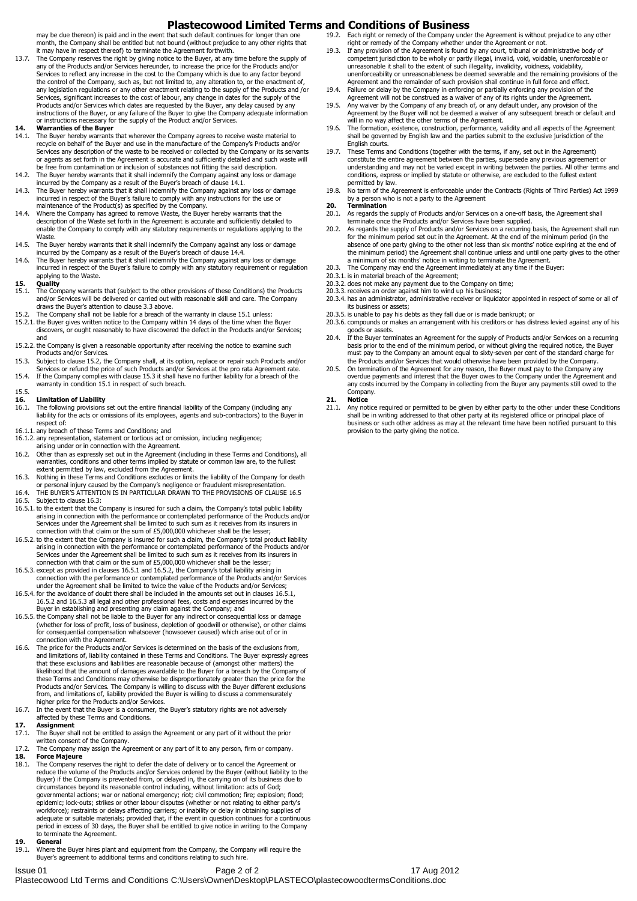# Plastecowood Limited Terms and Conditions of Business

may be due thereon) is paid and in the event that such default continues for longer than one month, the Company shall be entitled but not bound (without prejudice to any other rights that it may have in respect thereof) to terminate the Agreement forthwith.

13.7. The Company reserves the right by giving notice to the Buyer, at any time before the supply of any of the Products and/or Services hereunder, to increase the price for the Products and/or Services to reflect any increase in the cost to the Company which is due to any factor beyond the control of the Company, such as, but not limited to, any alteration to, or the enactment of, any legislation regulations or any other enactment relating to the supply of the Products and /or Services, significant increases to the cost of labour, any change in dates for the supply of the Products and/or Services which dates are requested by the Buyer, any delay caused by any instructions of the Buyer, or any failure of the Buyer to give the Company adequate information or instructions necessary for the supply of the Product and/or Services.

**14. Warranties of the Buyer**

14.1. The Buyer hereby warrants that wherever the Company agrees to receive waste material to recycle on behalf of the Buyer and use in the manufacture of the Company's Products and/or Services any description of the waste to be received or collected by the Company or its servants or agents as set forth in the Agreement is accurate and sufficiently detailed and such waste will be free from contamination or inclusion of substances not fitting the said description.

14.2. The Buyer hereby warrants that it shall indemnify the Company against any loss or damage incurred by the Company as a result of the Buyer's breach of clause 14.1.

14.3. The Buyer hereby warrants that it shall indemnify the Company against any loss or damage incurred in respect of the Buyer's failure to comply with any instructions for the use or maintenance of the Product(s) as specified by the Company.

14.4. Where the Company has agreed to remove Waste, the Buyer hereby warrants that the description of the Waste set forth in the Agreement is accurate and sufficiently detailed to enable the Company to comply with any statutory requirements or regulations applying to the Waste.

14.5. The Buyer hereby warrants that it shall indemnify the Company against any loss or damage incurred by the Company as a result of the Buyer's breach of clause 14.4.

14.6. The Buyer hereby warrants that it shall indemnify the Company against any loss or damage incurred in respect of the Buyer's failure to comply with any statutory requirement or regulation applying to the Waste.

**15. Quality**

15.1. The Company warrants that (subject to the other provisions of these Conditions) the Products and/or Services will be delivered or carried out with reasonable skill and care. The Company draws the Buyer's attention to clause 3.3 above.

15.2. The Company shall not be liable for a breach of the warranty in clause 15.1 unless:

15.2.1. the Buyer gives written notice to the Company within 14 days of the time when the Buyer discovers, or ought reasonably to have discovered the defect in the Products and/or Services; and

15.2.2. the Company is given a reasonable opportunity after receiving the notice to examine such Products and/or Services.

15.3. Subject to clause 15.2, the Company shall, at its option, replace or repair such Products and/or Services or refund the price of such Products and/or Services at the pro rata Agreement rate.

15.4. If the Company complies with clause 15.3 it shall have no further liability for a breach of the warranty in condition 15.1 in respect of such breach.

15.5.

**16. Limitation of Liability**

16.1. The following provisions set out the entire financial liability of the Company (including any liability for the acts or omissions of its employees, agents and sub-contractors) to the Buyer in respect of:

16.1.1. any breach of these Terms and Conditions; and

16.1.2. any representation, statement or tortious act or omission, including negligence; arising under or in connection with the Agreement.

16.2. Other than as expressly set out in the Agreement (including in these Terms and Conditions), all warranties, conditions and other terms implied by statute or common law are, to the fullest extent permitted by law, excluded from the Agreement.

16.3. Nothing in these Terms and Conditions excludes or limits the liability of the Company for death or personal injury caused by the Company's negligence or fraudulent misrepresentation.

16.4. THE BUYER'S ATTENTION IS IN PARTICULAR DRAWN TO THE PROVISIONS OF CLAUSE 16.5

16.5. Subject to clause 16.3:

16.5.1. to the extent that the Company is insured for such a claim, the Company's total public liability arising in connection with the performance or contemplated performance of the Products and/or Services under the Agreement shall be limited to such sum as it receives from its insurers in connection with that claim or the sum of £5,000,000 whichever shall be the lesser;

16.5.2. to the extent that the Company is insured for such a claim, the Company's total product liability arising in connection with the performance or contemplated performance of the Products and/or Services under the Agreement shall be limited to such sum as it receives from its insurers in connection with that claim or the sum of £5,000,000 whichever shall be the lesser;

16.5.3. except as provided in clauses 16.5.1 and 16.5.2, the Company's total liability arising in connection with the performance or contemplated performance of the Products and/or Services under the Agreement shall be limited to twice the value of the Products and/or Services;

16.5.4. for the avoidance of doubt there shall be included in the amounts set out in clauses 16.5.1, 16.5.2 and 16.5.3 all legal and other professional fees, costs and expenses incurred by the Buyer in establishing and presenting any claim against the Company; and

16.5.5. the Company shall not be liable to the Buyer for any indirect or consequential loss or damage (whether for loss of profit, loss of business, depletion of goodwill or otherwise), or other claims for consequential compensation whatsoever (howsoever caused) which arise out of or in connection with the Agreement.

16.6. The price for the Products and/or Services is determined on the basis of the exclusions from, and limitations of, liability contained in these Terms and Conditions. The Buyer expressly agrees that these exclusions and liabilities are reasonable because of (amongst other matters) the likelihood that the amount of damages awardable to the Buyer for a breach by the Company of these Terms and Conditions may otherwise be disproportionately greater than the price for the Products and/or Services. The Company is willing to discuss with the Buyer different exclusions from, and limitations of, liability provided the Buyer is willing to discuss a commensurately higher price for the Products and/or Services.

16.7. In the event that the Buyer is a consumer, the Buyer's statutory rights are not adversely affected by these Terms and Conditions.

**17. Assignment**

17.1. The Buyer shall not be entitled to assign the Agreement or any part of it without the prior written consent of the Company.

17.2. The Company may assign the Agreement or any part of it to any person, firm or company.

**18. Force Majeure**

18.1. The Company reserves the right to defer the date of delivery or to cancel the Agreement or reduce the volume of the Products and/or Services ordered by the Buyer (without liability to the Buyer) if the Company is prevented from, or delayed in, the carrying on of its business due to circumstances beyond its reasonable control including, without limitation: acts of God; governmental actions; war or national emergency; riot; civil commotion; fire; explosion; flood; epidemic; lock-outs; strikes or other labour disputes (whether or not relating to either party's workforce); restraints or delays affecting carriers; or inability or delay in obtaining supplies of adequate or suitable materials; provided that, if the event in question continues for a continuous period in excess of 30 days, the Buyer shall be entitled to give notice in writing to the Company to terminate the Agreement.

**19. General**

19.1. Where the Buyer hires plant and equipment from the Company, the Company will require the Buyer's agreement to additional terms and conditions relating to such hire.

19.2. Each right or remedy of the Company under the Agreement is without prejudice to any other right or remedy of the Company whether under the Agreement or not.

19.3. If any provision of the Agreement is found by any court, tribunal or administrative body of competent jurisdiction to be wholly or partly illegal, invalid, void, voidable, unenforceable or unreasonable it shall to the extent of such illegality, invalidity, voidness, voidability, unenforceability or unreasonableness be deemed severable and the remaining provisions of the Agreement and the remainder of such provision shall continue in full force and effect.

19.4. Failure or delay by the Company in enforcing or partially enforcing any provision of the Agreement will not be construed as a waiver of any of its rights under the Agreement.

19.5. Any waiver by the Company of any breach of, or any default under, any provision of the Agreement by the Buyer will not be deemed a waiver of any subsequent breach or default and will in no way affect the other terms of the Agreement.

19.6. The formation, existence, construction, performance, validity and all aspects of the Agreement shall be governed by English law and the parties submit to the exclusive jurisdiction of the English courts.

19.7. These Terms and Conditions (together with the terms, if any, set out in the Agreement) constitute the entire agreement between the parties, supersede any previous agreement or understanding and may not be varied except in writing between the parties. All other terms and conditions, express or implied by statute or otherwise, are excluded to the fullest extent permitted by law.

19.8. No term of the Agreement is enforceable under the Contracts (Rights of Third Parties) Act 1999 by a person who is not a party to the Agreement

**20. Termination**

20.1. As regards the supply of Products and/or Services on a one-off basis, the Agreement shall terminate once the Products and/or Services have been supplied.

20.2. As regards the supply of Products and/or Services on a recurring basis, the Agreement shall run for the minimum period set out in the Agreement. At the end of the minimum period (in the absence of one party giving to the other not less than six months' notice expiring at the end of the minimum period) the Agreement shall continue unless and until one party gives to the other a minimum of six months' notice in writing to terminate the Agreement.

20.3. The Company may end the Agreement immediately at any time if the Buyer:

20.3.1. is in material breach of the Agreement;

20.3.2. does not make any payment due to the Company on time;

20.3.3. receives an order against him to wind up his business;

20.3.4. has an administrator, administrative receiver or liquidator appointed in respect of some or all of its business or assets;

20.3.5. is unable to pay his debts as they fall due or is made bankrupt; or

20.3.6. compounds or makes an arrangement with his creditors or has distress levied against any of his goods or assets.

20.4. If the Buyer terminates an Agreement for the supply of Products and/or Services on a recurring basis prior to the end of the minimum period, or without giving the required notice, the Buyer must pay to the Company an amount equal to sixty-seven per cent of the standard charge for the Products and/or Services that would otherwise have been provided by the Company.

20.5. On termination of the Agreement for any reason, the Buyer must pay to the Company any overdue payments and interest that the Buyer owes to the Company under the Agreement and any costs incurred by the Company in collecting from the Buyer any payments still owed to the Company.

**21. Notice**

21.1. Any notice required or permitted to be given by either party to the other under these Conditions shall be in writing addressed to that other party at its registered office or principal place of business or such other address as may at the relevant time have been notified pursuant to this provision to the party giving the notice.